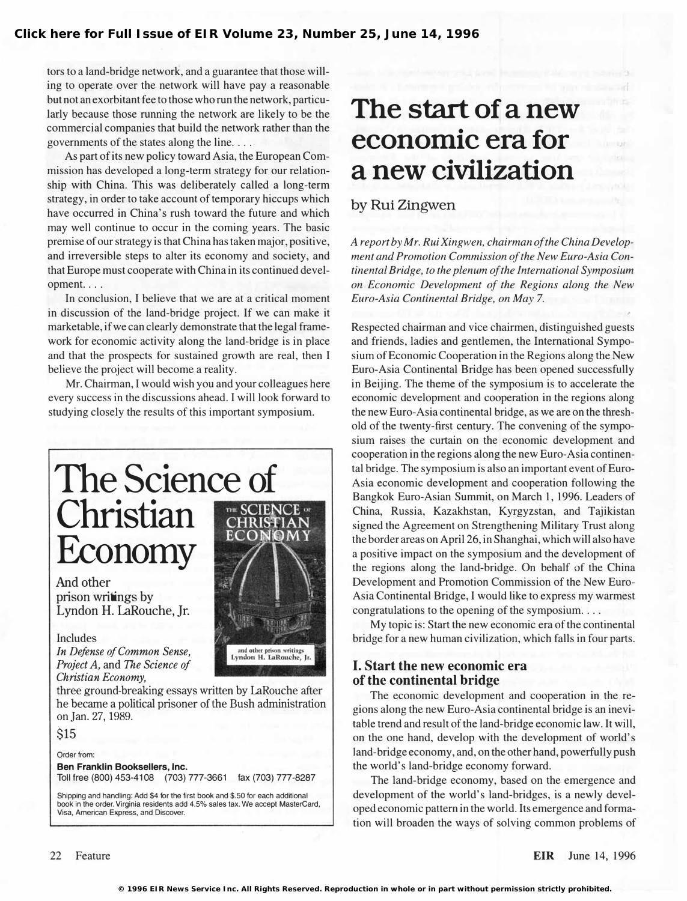tors to a land-bridge network, and a guarantee that those willing to operate over the network will have pay a reasonable but not an exorbitant fee to those who run the network, particularly because those running the network are likely to be the commercial companies that build the network rather than the governments of the states along the line. . . .

As part of its new policy toward Asia, the European Commission has developed a long-term strategy for our relationship with China. This was deliberately called a long-term strategy, in order to take account of temporary hiccups which have occurred in China's rush toward the future and which may well continue to occur in the coming years. The basic premise of our strategy is that China has taken major, positive, and irreversible steps to alter its economy and society, and that Europe must cooperate with China in its continued development. . . .

In conclusion, I believe that we are at a critical moment in discussion of the land-bridge project. If we can make it marketable, if we can clearly demonstrate that the legal framework for economic activity along the land-bridge is in place and that the prospects for sustained growth are real, then I believe the project will become a reality.

Mr. Chairman, I would wish you and your colleagues here every success in the discussions ahead. I will look forward to studying closely the results of this important symposium.

---

**The Science of Christian Economy**

And other prison writings by Lyndon H. LaRouche, Jr.

Includes *In Defense of Common Sense, Project A,* and *The Science of Christian Economy,* three ground-breaking essays written by LaRouche after he became a political prisoner of the Bush administration on Jan. 27, 1989.

$15

Order from:
**Ben Franklin Booksellers, Inc.**
Toll free (800) 453-4108 (703) 777-3661 fax (703) 777-8287

Shipping and handling: Add $4 for the first book and $.50 for each additional book in the order. Virginia residents add 4.5% sales tax. We accept MasterCard, Visa, American Express, and Discover.

---

# The start of a new economic era for a new civilization

by Rui Zingwen

*A report by Mr. Rui Xingwen, chairman of the China Development and Promotion Commission of the New Euro-Asia Continental Bridge, to the plenum of the International Symposium on Economic Development of the Regions along the New Euro-Asia Continental Bridge, on May 7.*

Respected chairman and vice chairmen, distinguished guests and friends, ladies and gentlemen, the International Symposium of Economic Cooperation in the Regions along the New Euro-Asia Continental Bridge has been opened successfully in Beijing. The theme of the symposium is to accelerate the economic development and cooperation in the regions along the new Euro-Asia continental bridge, as we are on the threshold of the twenty-first century. The convening of the symposium raises the curtain on the economic development and cooperation in the regions along the new Euro-Asia continental bridge. The symposium is also an important event of Euro-Asia economic development and cooperation following the Bangkok Euro-Asian Summit, on March 1, 1996. Leaders of China, Russia, Kazakhstan, Kyrgyzstan, and Tajikistan signed the Agreement on Strengthening Military Trust along the border areas on April 26, in Shanghai, which will also have a positive impact on the symposium and the development of the regions along the land-bridge. On behalf of the China Development and Promotion Commission of the New Euro-Asia Continental Bridge, I would like to express my warmest congratulations to the opening of the symposium. . . .

My topic is: Start the new economic era of the continental bridge for a new human civilization, which falls in four parts.

## I. Start the new economic era of the continental bridge

The economic development and cooperation in the regions along the new Euro-Asia continental bridge is an inevitable trend and result of the land-bridge economic law. It will, on the one hand, develop with the development of world's land-bridge economy, and, on the other hand, powerfully push the world's land-bridge economy forward.

The land-bridge economy, based on the emergence and development of the world's land-bridges, is a newly developed economic pattern in the world. Its emergence and formation will broaden the ways of solving common problems of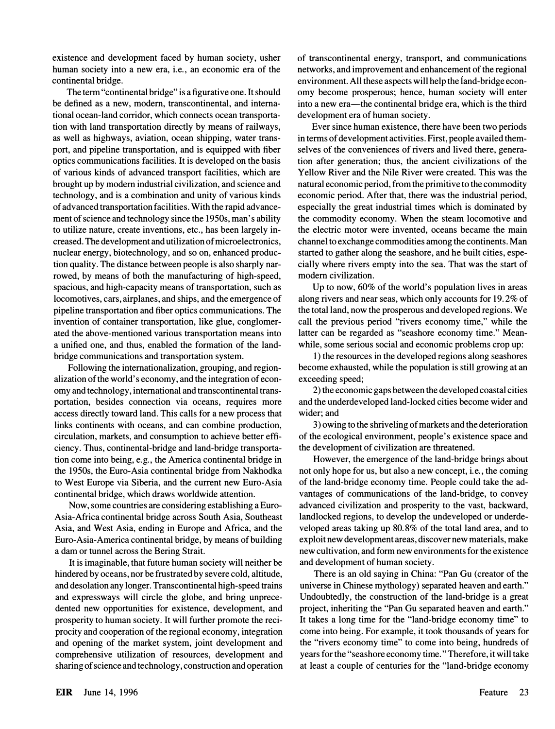existence and development faced by human society, usher human society into a new era, i.e., an economic era of the continental bridge.

The term "continental bridge" is a figurative one. It should be defined as a new, modern, transcontinental, and international ocean-land corridor, which connects ocean transportation with land transportation directly by means of railways, as well as highways, aviation, ocean shipping, water transport, and pipeline transportation, and is equipped with fiber optics communications facilities. It is developed on the basis of various kinds of advanced transport facilities, which are brought up by modern industrial civilization, and science and technology, and is a combination and unity of various kinds of advanced transportation facilities. With the rapid advancement of science and technology since the 1950s, man's ability to utilize nature, create inventions, etc., has been largely increased. The development and utilization of microelectronics, nuclear energy, biotechnology, and so on, enhanced production quality. The distance between people is also sharply narrowed, by means of both the manufacturing of high-speed, spacious, and high-capacity means of transportation, such as locomotives, cars, airplanes, and ships, and the emergence of pipeline transportation and fiber optics communications. The invention of container transportation, like glue, conglomerated the above-mentioned various transportation means into a unified one, and thus, enabled the formation of the land-bridge communications and transportation system.

Following the internationalization, grouping, and regionalization of the world's economy, and the integration of economy and technology, international and transcontinental transportation, besides connection via oceans, requires more access directly toward land. This calls for a new process that links continents with oceans, and can combine production, circulation, markets, and consumption to achieve better efficiency. Thus, continental-bridge and land-bridge transportation come into being, e.g., the America continental bridge in the 1950s, the Euro-Asia continental bridge from Nakhodka to West Europe via Siberia, and the current new Euro-Asia continental bridge, which draws worldwide attention.

Now, some countries are considering establishing a Euro-Asia-Africa continental bridge across South Asia, Southeast Asia, and West Asia, ending in Europe and Africa, and the Euro-Asia-America continental bridge, by means of building a dam or tunnel across the Bering Strait.

It is imaginable, that future human society will neither be hindered by oceans, nor be frustrated by severe cold, altitude, and desolation any longer. Transcontinental high-speed trains and expressways will circle the globe, and bring unprecedented new opportunities for existence, development, and prosperity to human society. It will further promote the reciprocity and cooperation of the regional economy, integration and opening of the market system, joint development and comprehensive utilization of resources, development and sharing of science and technology, construction and operation of transcontinental energy, transport, and communications networks, and improvement and enhancement of the regional environment. All these aspects will help the land-bridge economy become prosperous; hence, human society will enter into a new era—the continental bridge era, which is the third development era of human society.

Ever since human existence, there have been two periods in terms of development activities. First, people availed themselves of the conveniences of rivers and lived there, generation after generation; thus, the ancient civilizations of the Yellow River and the Nile River were created. This was the natural economic period, from the primitive to the commodity economic period. After that, there was the industrial period, especially the great industrial times which is dominated by the commodity economy. When the steam locomotive and the electric motor were invented, oceans became the main channel to exchange commodities among the continents. Man started to gather along the seashore, and he built cities, especially where rivers empty into the sea. That was the start of modern civilization.

Up to now, 60% of the world's population lives in areas along rivers and near seas, which only accounts for 19.2% of the total land, now the prosperous and developed regions. We call the previous period "rivers economy time," while the latter can be regarded as "seashore economy time." Meanwhile, some serious social and economic problems crop up:

1) the resources in the developed regions along seashores become exhausted, while the population is still growing at an exceeding speed;

2) the economic gaps between the developed coastal cities and the underdeveloped land-locked cities become wider and wider; and

3) owing to the shriveling of markets and the deterioration of the ecological environment, people's existence space and the development of civilization are threatened.

However, the emergence of the land-bridge brings about not only hope for us, but also a new concept, i.e., the coming of the land-bridge economy time. People could take the advantages of communications of the land-bridge, to convey advanced civilization and prosperity to the vast, backward, landlocked regions, to develop the undeveloped or underdeveloped areas taking up 80.8% of the total land area, and to exploit new development areas, discover new materials, make new cultivation, and form new environments for the existence and development of human society.

There is an old saying in China: "Pan Gu (creator of the universe in Chinese mythology) separated heaven and earth." Undoubtedly, the construction of the land-bridge is a great project, inheriting the "Pan Gu separated heaven and earth." It takes a long time for the "land-bridge economy time" to come into being. For example, it took thousands of years for the "rivers economy time" to come into being, hundreds of years for the "seashore economy time." Therefore, it will take at least a couple of centuries for the "land-bridge economy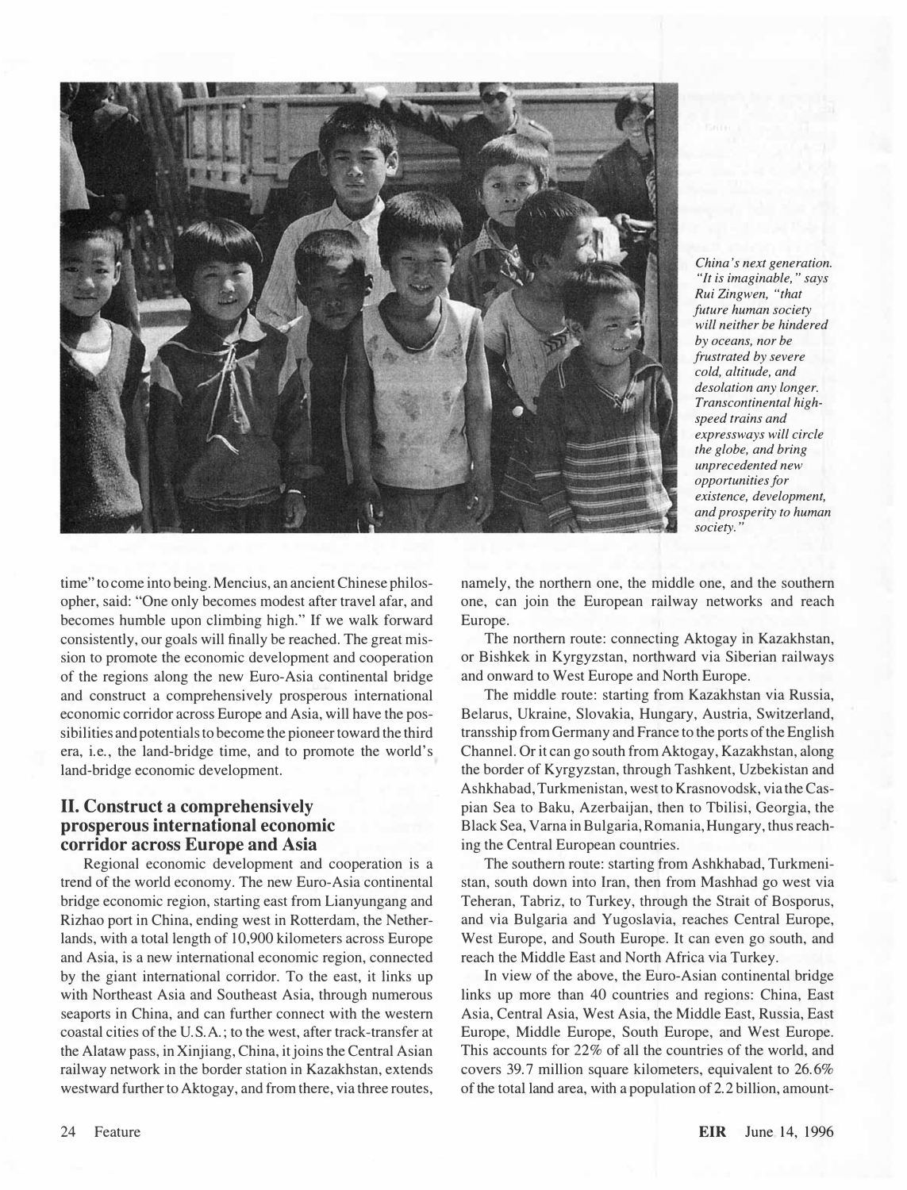*China's next generation. "It is imaginable," says Rui Zingwen, "that future human society will neither be hindered by oceans, nor be frustrated by severe cold, altitude, and desolation any longer. Transcontinental high-speed trains and expressways will circle the globe, and bring unprecedented new opportunities for existence, development, and prosperity to human society."*

time" to come into being. Mencius, an ancient Chinese philosopher, said: "One only becomes modest after travel afar, and becomes humble upon climbing high." If we walk forward consistently, our goals will finally be reached. The great mission to promote the economic development and cooperation of the regions along the new Euro-Asia continental bridge and construct a comprehensively prosperous international economic corridor across Europe and Asia, will have the possibilities and potentials to become the pioneer toward the third era, i.e., the land-bridge time, and to promote the world's land-bridge economic development.

## II. Construct a comprehensively prosperous international economic corridor across Europe and Asia

Regional economic development and cooperation is a trend of the world economy. The new Euro-Asia continental bridge economic region, starting east from Lianyungang and Rizhao port in China, ending west in Rotterdam, the Netherlands, with a total length of 10,900 kilometers across Europe and Asia, is a new international economic region, connected by the giant international corridor. To the east, it links up with Northeast Asia and Southeast Asia, through numerous seaports in China, and can further connect with the western coastal cities of the U.S.A.; to the west, after track-transfer at the Alataw pass, in Xinjiang, China, it joins the Central Asian railway network in the border station in Kazakhstan, extends westward further to Aktogay, and from there, via three routes, namely, the northern one, the middle one, and the southern one, can join the European railway networks and reach Europe.

The northern route: connecting Aktogay in Kazakhstan, or Bishkek in Kyrgyzstan, northward via Siberian railways and onward to West Europe and North Europe.

The middle route: starting from Kazakhstan via Russia, Belarus, Ukraine, Slovakia, Hungary, Austria, Switzerland, transship from Germany and France to the ports of the English Channel. Or it can go south from Aktogay, Kazakhstan, along the border of Kyrgyzstan, through Tashkent, Uzbekistan and Ashkhabad, Turkmenistan, west to Krasnovodsk, via the Caspian Sea to Baku, Azerbaijan, then to Tbilisi, Georgia, the Black Sea, Varna in Bulgaria, Romania, Hungary, thus reaching the Central European countries.

The southern route: starting from Ashkhabad, Turkmenistan, south down into Iran, then from Mashhad go west via Teheran, Tabriz, to Turkey, through the Strait of Bosporus, and via Bulgaria and Yugoslavia, reaches Central Europe, West Europe, and South Europe. It can even go south, and reach the Middle East and North Africa via Turkey.

In view of the above, the Euro-Asian continental bridge links up more than 40 countries and regions: China, East Asia, Central Asia, West Asia, the Middle East, Russia, East Europe, Middle Europe, South Europe, and West Europe. This accounts for 22% of all the countries of the world, and covers 39.7 million square kilometers, equivalent to 26.6% of the total land area, with a population of 2.2 billion, amount-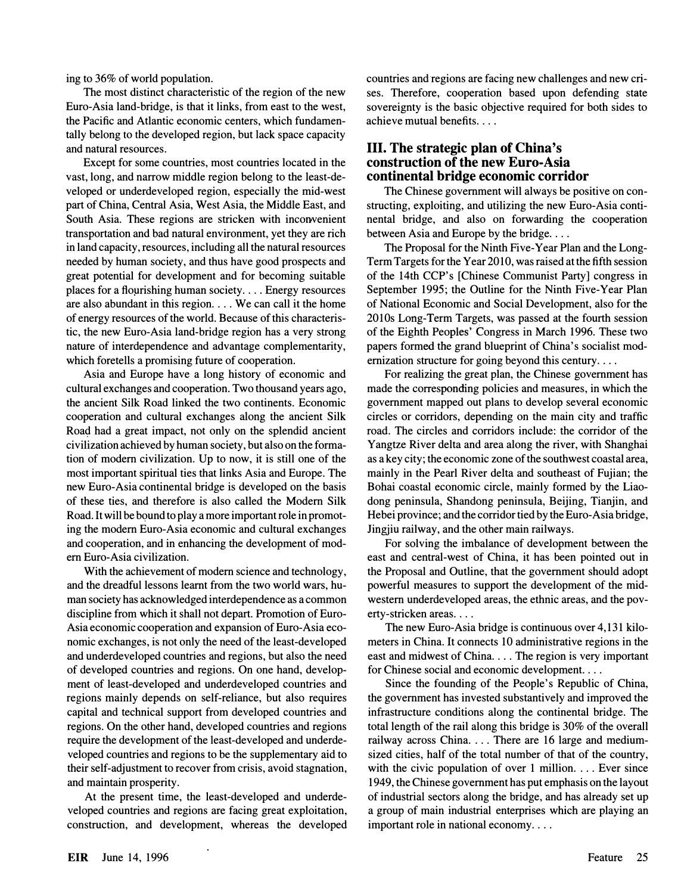ing to 36% of world population.

The most distinct characteristic of the region of the new Euro-Asia land-bridge, is that it links, from east to the west, the Pacific and Atlantic economic centers, which fundamentally belong to the developed region, but lack space capacity and natural resources.

Except for some countries, most countries located in the vast, long, and narrow middle region belong to the least-developed or underdeveloped region, especially the mid-west part of China, Central Asia, West Asia, the Middle East, and South Asia. These regions are stricken with inconvenient transportation and bad natural environment, yet they are rich in land capacity, resources, including all the natural resources needed by human society, and thus have good prospects and great potential for development and for becoming suitable places for a flourishing human society. . . . Energy resources are also abundant in this region. . . . We can call it the home of energy resources of the world. Because of this characteristic, the new Euro-Asia land-bridge region has a very strong nature of interdependence and advantage complementarity, which foretells a promising future of cooperation.

Asia and Europe have a long history of economic and cultural exchanges and cooperation. Two thousand years ago, the ancient Silk Road linked the two continents. Economic cooperation and cultural exchanges along the ancient Silk Road had a great impact, not only on the splendid ancient civilization achieved by human society, but also on the formation of modern civilization. Up to now, it is still one of the most important spiritual ties that links Asia and Europe. The new Euro-Asia continental bridge is developed on the basis of these ties, and therefore is also called the Modern Silk Road. It will be bound to play a more important role in promoting the modern Euro-Asia economic and cultural exchanges and cooperation, and in enhancing the development of modern Euro-Asia civilization.

With the achievement of modern science and technology, and the dreadful lessons learnt from the two world wars, human society has acknowledged interdependence as a common discipline from which it shall not depart. Promotion of Euro-Asia economic cooperation and expansion of Euro-Asia economic exchanges, is not only the need of the least-developed and underdeveloped countries and regions, but also the need of developed countries and regions. On one hand, development of least-developed and underdeveloped countries and regions mainly depends on self-reliance, but also requires capital and technical support from developed countries and regions. On the other hand, developed countries and regions require the development of the least-developed and underdeveloped countries and regions to be the supplementary aid to their self-adjustment to recover from crisis, avoid stagnation, and maintain prosperity.

At the present time, the least-developed and underdeveloped countries and regions are facing great exploitation, construction, and development, whereas the developed countries and regions are facing new challenges and new crises. Therefore, cooperation based upon defending state sovereignty is the basic objective required for both sides to achieve mutual benefits. . . .

## III. The strategic plan of China's construction of the new Euro-Asia continental bridge economic corridor

The Chinese government will always be positive on constructing, exploiting, and utilizing the new Euro-Asia continental bridge, and also on forwarding the cooperation between Asia and Europe by the bridge. . . .

The Proposal for the Ninth Five-Year Plan and the Long-Term Targets for the Year 2010, was raised at the fifth session of the 14th CCP's [Chinese Communist Party] congress in September 1995; the Outline for the Ninth Five-Year Plan of National Economic and Social Development, also for the 2010s Long-Term Targets, was passed at the fourth session of the Eighth Peoples' Congress in March 1996. These two papers formed the grand blueprint of China's socialist modernization structure for going beyond this century. . . .

For realizing the great plan, the Chinese government has made the corresponding policies and measures, in which the government mapped out plans to develop several economic circles or corridors, depending on the main city and traffic road. The circles and corridors include: the corridor of the Yangtze River delta and area along the river, with Shanghai as a key city; the economic zone of the southwest coastal area, mainly in the Pearl River delta and southeast of Fujian; the Bohai coastal economic circle, mainly formed by the Liaodong peninsula, Shandong peninsula, Beijing, Tianjin, and Hebei province; and the corridor tied by the Euro-Asia bridge, Jingjiu railway, and the other main railways.

For solving the imbalance of development between the east and central-west of China, it has been pointed out in the Proposal and Outline, that the government should adopt powerful measures to support the development of the mid-western underdeveloped areas, the ethnic areas, and the poverty-stricken areas. . . .

The new Euro-Asia bridge is continuous over 4,131 kilometers in China. It connects 10 administrative regions in the east and midwest of China. . . . The region is very important for Chinese social and economic development. . . .

Since the founding of the People's Republic of China, the government has invested substantively and improved the infrastructure conditions along the continental bridge. The total length of the rail along this bridge is 30% of the overall railway across China. . . . There are 16 large and medium-sized cities, half of the total number of that of the country, with the civic population of over 1 million. . . . Ever since 1949, the Chinese government has put emphasis on the layout of industrial sectors along the bridge, and has already set up a group of main industrial enterprises which are playing an important role in national economy. . . .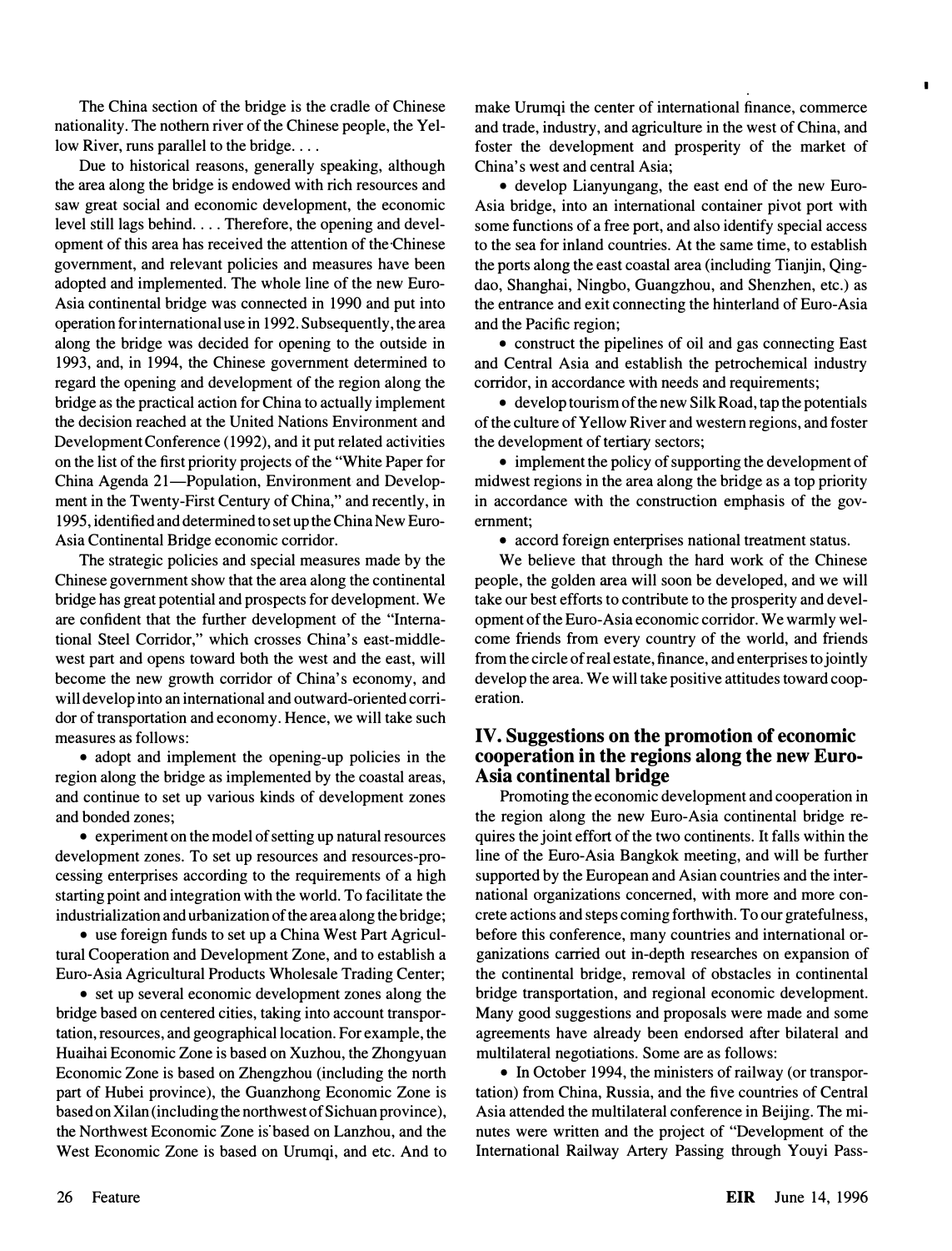The China section of the bridge is the cradle of Chinese nationality. The nothern river of the Chinese people, the Yellow River, runs parallel to the bridge. . . .

Due to historical reasons, generally speaking, although the area along the bridge is endowed with rich resources and saw great social and economic development, the economic level still lags behind. . . . Therefore, the opening and development of this area has received the attention of the Chinese government, and relevant policies and measures have been adopted and implemented. The whole line of the new Euro-Asia continental bridge was connected in 1990 and put into operation for international use in 1992. Subsequently, the area along the bridge was decided for opening to the outside in 1993, and, in 1994, the Chinese government determined to regard the opening and development of the region along the bridge as the practical action for China to actually implement the decision reached at the United Nations Environment and Development Conference (1992), and it put related activities on the list of the first priority projects of the "White Paper for China Agenda 21—Population, Environment and Development in the Twenty-First Century of China," and recently, in 1995, identified and determined to set up the China New Euro-Asia Continental Bridge economic corridor.

The strategic policies and special measures made by the Chinese government show that the area along the continental bridge has great potential and prospects for development. We are confident that the further development of the "International Steel Corridor," which crosses China's east-middle-west part and opens toward both the west and the east, will become the new growth corridor of China's economy, and will develop into an international and outward-oriented corridor of transportation and economy. Hence, we will take such measures as follows:

- adopt and implement the opening-up policies in the region along the bridge as implemented by the coastal areas, and continue to set up various kinds of development zones and bonded zones;
- experiment on the model of setting up natural resources development zones. To set up resources and resources-processing enterprises according to the requirements of a high starting point and integration with the world. To facilitate the industrialization and urbanization of the area along the bridge;
- use foreign funds to set up a China West Part Agricultural Cooperation and Development Zone, and to establish a Euro-Asia Agricultural Products Wholesale Trading Center;
- set up several economic development zones along the bridge based on centered cities, taking into account transportation, resources, and geographical location. For example, the Huaihai Economic Zone is based on Xuzhou, the Zhongyuan Economic Zone is based on Zhengzhou (including the north part of Hubei province), the Guanzhong Economic Zone is based on Xilan (including the northwest of Sichuan province), the Northwest Economic Zone is based on Lanzhou, and the West Economic Zone is based on Urumqi, and etc. And to make Urumqi the center of international finance, commerce and trade, industry, and agriculture in the west of China, and foster the development and prosperity of the market of China's west and central Asia;
- develop Lianyungang, the east end of the new Euro-Asia bridge, into an international container pivot port with some functions of a free port, and also identify special access to the sea for inland countries. At the same time, to establish the ports along the east coastal area (including Tianjin, Qingdao, Shanghai, Ningbo, Guangzhou, and Shenzhen, etc.) as the entrance and exit connecting the hinterland of Euro-Asia and the Pacific region;
- construct the pipelines of oil and gas connecting East and Central Asia and establish the petrochemical industry corridor, in accordance with needs and requirements;
- develop tourism of the new Silk Road, tap the potentials of the culture of Yellow River and western regions, and foster the development of tertiary sectors;
- implement the policy of supporting the development of midwest regions in the area along the bridge as a top priority in accordance with the construction emphasis of the government;
- accord foreign enterprises national treatment status.

We believe that through the hard work of the Chinese people, the golden area will soon be developed, and we will take our best efforts to contribute to the prosperity and development of the Euro-Asia economic corridor. We warmly welcome friends from every country of the world, and friends from the circle of real estate, finance, and enterprises to jointly develop the area. We will take positive attitudes toward cooperation.

## IV. Suggestions on the promotion of economic cooperation in the regions along the new Euro-Asia continental bridge

Promoting the economic development and cooperation in the region along the new Euro-Asia continental bridge requires the joint effort of the two continents. It falls within the line of the Euro-Asia Bangkok meeting, and will be further supported by the European and Asian countries and the international organizations concerned, with more and more concrete actions and steps coming forthwith. To our gratefulness, before this conference, many countries and international organizations carried out in-depth researches on expansion of the continental bridge, removal of obstacles in continental bridge transportation, and regional economic development. Many good suggestions and proposals were made and some agreements have already been endorsed after bilateral and multilateral negotiations. Some are as follows:

- In October 1994, the ministers of railway (or transportation) from China, Russia, and the five countries of Central Asia attended the multilateral conference in Beijing. The minutes were written and the project of "Development of the International Railway Artery Passing through Youyi Pass-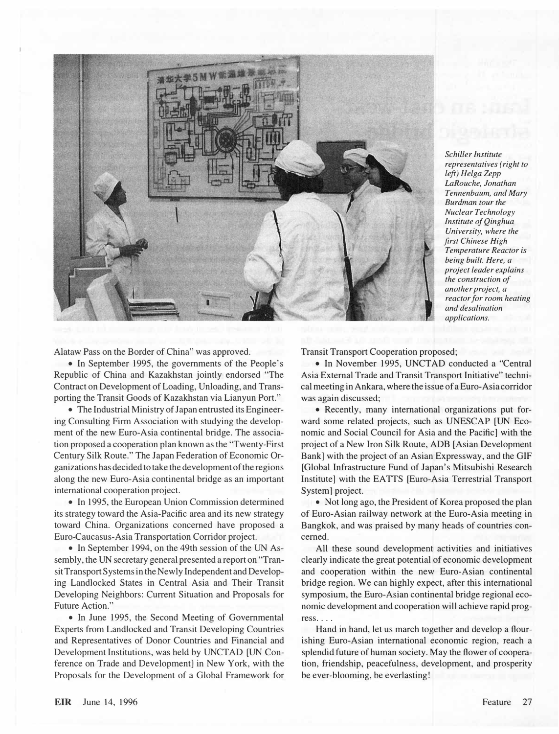*Schiller Institute representatives (right to left) Helga Zepp LaRouche, Jonathan Tennenbaum, and Mary Burdman tour the Nuclear Technology Institute of Qinghua University, where the first Chinese High Temperature Reactor is being built. Here, a project leader explains the construction of another project, a reactor for room heating and desalination applications.*

Alataw Pass on the Border of China" was approved.

- In September 1995, the governments of the People's Republic of China and Kazakhstan jointly endorsed "The Contract on Development of Loading, Unloading, and Transporting the Transit Goods of Kazakhstan via Lianyun Port."
- The Industrial Ministry of Japan entrusted its Engineering Consulting Firm Association with studying the development of the new Euro-Asia continental bridge. The association proposed a cooperation plan known as the "Twenty-First Century Silk Route." The Japan Federation of Economic Organizations has decided to take the development of the regions along the new Euro-Asia continental bridge as an important international cooperation project.
- In 1995, the European Union Commission determined its strategy toward the Asia-Pacific area and its new strategy toward China. Organizations concerned have proposed a Euro-Caucasus-Asia Transportation Corridor project.
- In September 1994, on the 49th session of the UN Assembly, the UN secretary general presented a report on "Transit Transport Systems in the Newly Independent and Developing Landlocked States in Central Asia and Their Transit Developing Neighbors: Current Situation and Proposals for Future Action."
- In June 1995, the Second Meeting of Governmental Experts from Landlocked and Transit Developing Countries and Representatives of Donor Countries and Financial and Development Institutions, was held by UNCTAD [UN Conference on Trade and Development] in New York, with the Proposals for the Development of a Global Framework for Transit Transport Cooperation proposed;
- In November 1995, UNCTAD conducted a "Central Asia External Trade and Transit Transport Initiative" technical meeting in Ankara, where the issue of a Euro-Asia corridor was again discussed;
- Recently, many international organizations put forward some related projects, such as UNESCAP [UN Economic and Social Council for Asia and the Pacific] with the project of a New Iron Silk Route, ADB [Asian Development Bank] with the project of an Asian Expressway, and the GIF [Global Infrastructure Fund of Japan's Mitsubishi Research Institute] with the EATTS [Euro-Asia Terrestrial Transport System] project.
- Not long ago, the President of Korea proposed the plan of Euro-Asian railway network at the Euro-Asia meeting in Bangkok, and was praised by many heads of countries concerned.

All these sound development activities and initiatives clearly indicate the great potential of economic development and cooperation within the new Euro-Asian continental bridge region. We can highly expect, after this international symposium, the Euro-Asian continental bridge regional economic development and cooperation will achieve rapid progress. . . .

Hand in hand, let us march together and develop a flourishing Euro-Asian international economic region, reach a splendid future of human society. May the flower of cooperation, friendship, peacefulness, development, and prosperity be ever-blooming, be everlasting!